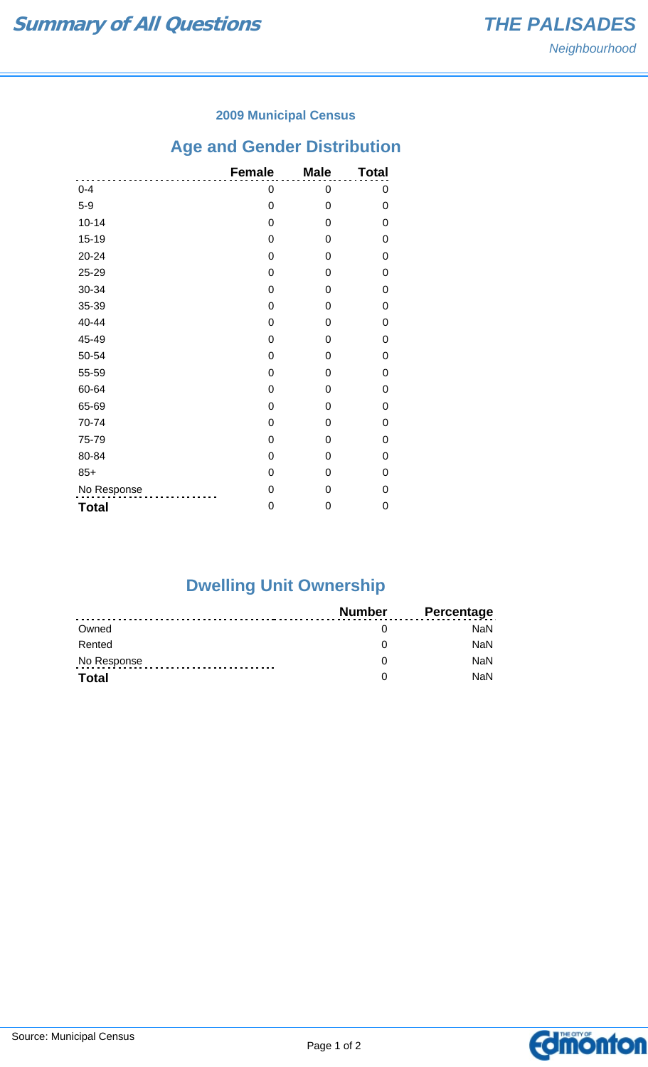# Summary of All Questions

## THE PALISADES

*Neighbourhood*

### 2009 Municipal Census

## Age and Gender Distribution

| | Female | Male | Total |
|---|---|---|---|
| 0-4 | 0 | 0 | 0 |
| 5-9 | 0 | 0 | 0 |
| 10-14 | 0 | 0 | 0 |
| 15-19 | 0 | 0 | 0 |
| 20-24 | 0 | 0 | 0 |
| 25-29 | 0 | 0 | 0 |
| 30-34 | 0 | 0 | 0 |
| 35-39 | 0 | 0 | 0 |
| 40-44 | 0 | 0 | 0 |
| 45-49 | 0 | 0 | 0 |
| 50-54 | 0 | 0 | 0 |
| 55-59 | 0 | 0 | 0 |
| 60-64 | 0 | 0 | 0 |
| 65-69 | 0 | 0 | 0 |
| 70-74 | 0 | 0 | 0 |
| 75-79 | 0 | 0 | 0 |
| 80-84 | 0 | 0 | 0 |
| 85+ | 0 | 0 | 0 |
| No Response | 0 | 0 | 0 |
| **Total** | 0 | 0 | 0 |

## Dwelling Unit Ownership

| | Number | Percentage |
|---|---|---|
| Owned | 0 | NaN |
| Rented | 0 | NaN |
| No Response | 0 | NaN |
| **Total** | 0 | NaN |

Source: Municipal Census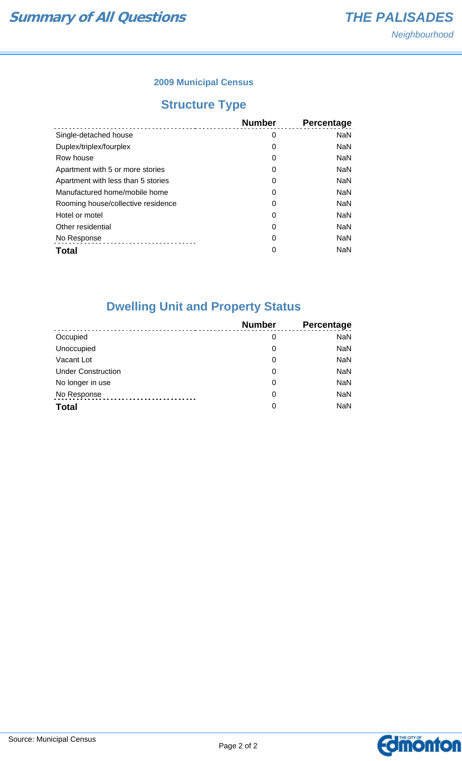### 2009 Municipal Census

## Structure Type

| | Number | Percentage |
|---|---|---|
| Single-detached house | 0 | NaN |
| Duplex/triplex/fourplex | 0 | NaN |
| Row house | 0 | NaN |
| Apartment with 5 or more stories | 0 | NaN |
| Apartment with less than 5 stories | 0 | NaN |
| Manufactured home/mobile home | 0 | NaN |
| Rooming house/collective residence | 0 | NaN |
| Hotel or motel | 0 | NaN |
| Other residential | 0 | NaN |
| No Response | 0 | NaN |
| **Total** | 0 | NaN |

## Dwelling Unit and Property Status

| | Number | Percentage |
|---|---|---|
| Occupied | 0 | NaN |
| Unoccupied | 0 | NaN |
| Vacant Lot | 0 | NaN |
| Under Construction | 0 | NaN |
| No longer in use | 0 | NaN |
| No Response | 0 | NaN |
| **Total** | 0 | NaN |

Source: Municipal Census